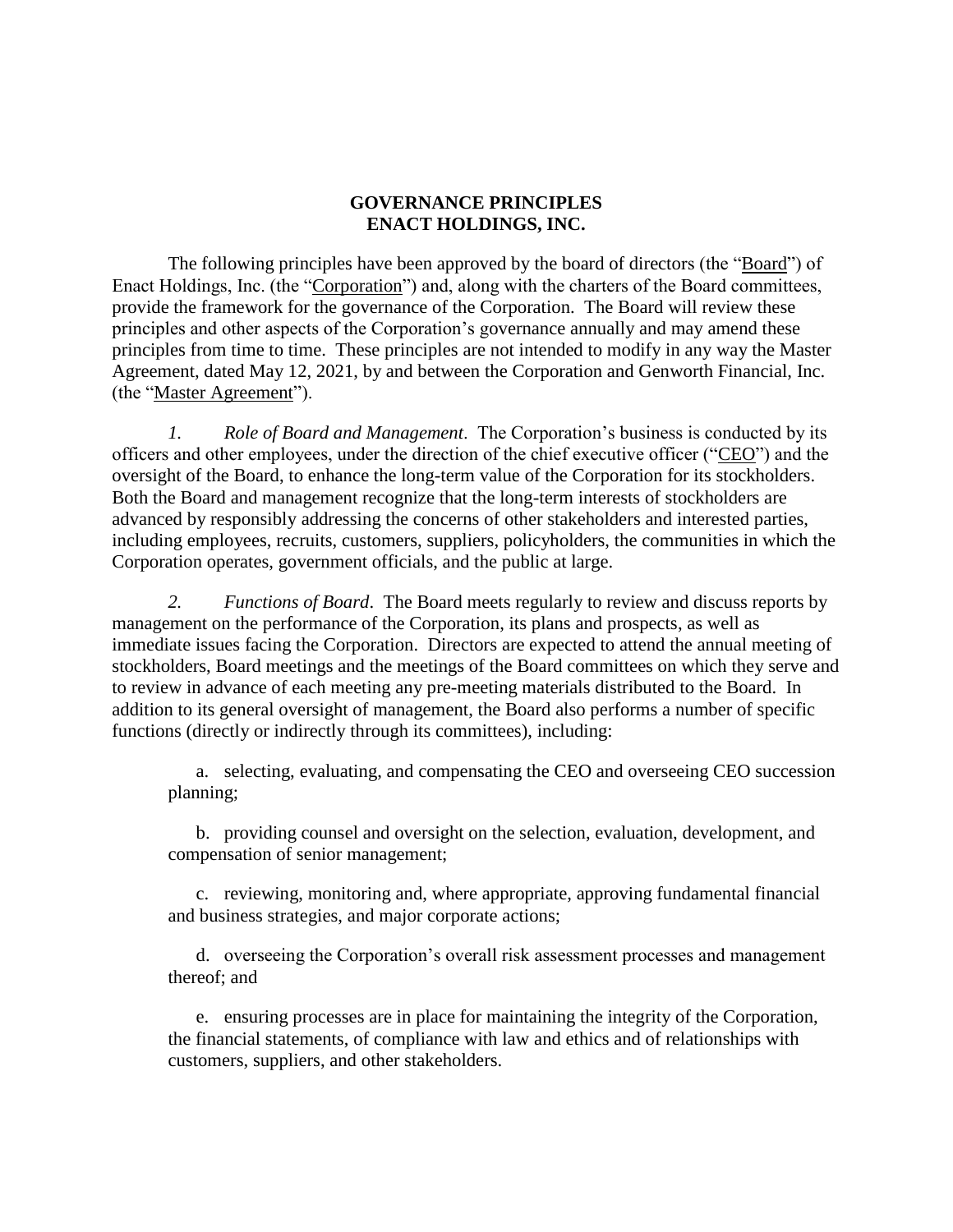# GOVERNANCE PRINCIPLES
# ENACT HOLDINGS, INC.

The following principles have been approved by the board of directors (the "Board") of Enact Holdings, Inc. (the "Corporation") and, along with the charters of the Board committees, provide the framework for the governance of the Corporation. The Board will review these principles and other aspects of the Corporation's governance annually and may amend these principles from time to time. These principles are not intended to modify in any way the Master Agreement, dated May 12, 2021, by and between the Corporation and Genworth Financial, Inc. (the "Master Agreement").

*1. Role of Board and Management*. The Corporation's business is conducted by its officers and other employees, under the direction of the chief executive officer ("CEO") and the oversight of the Board, to enhance the long-term value of the Corporation for its stockholders. Both the Board and management recognize that the long-term interests of stockholders are advanced by responsibly addressing the concerns of other stakeholders and interested parties, including employees, recruits, customers, suppliers, policyholders, the communities in which the Corporation operates, government officials, and the public at large.

*2. Functions of Board*. The Board meets regularly to review and discuss reports by management on the performance of the Corporation, its plans and prospects, as well as immediate issues facing the Corporation. Directors are expected to attend the annual meeting of stockholders, Board meetings and the meetings of the Board committees on which they serve and to review in advance of each meeting any pre-meeting materials distributed to the Board. In addition to its general oversight of management, the Board also performs a number of specific functions (directly or indirectly through its committees), including:

a. selecting, evaluating, and compensating the CEO and overseeing CEO succession planning;

b. providing counsel and oversight on the selection, evaluation, development, and compensation of senior management;

c. reviewing, monitoring and, where appropriate, approving fundamental financial and business strategies, and major corporate actions;

d. overseeing the Corporation's overall risk assessment processes and management thereof; and

e. ensuring processes are in place for maintaining the integrity of the Corporation, the financial statements, of compliance with law and ethics and of relationships with customers, suppliers, and other stakeholders.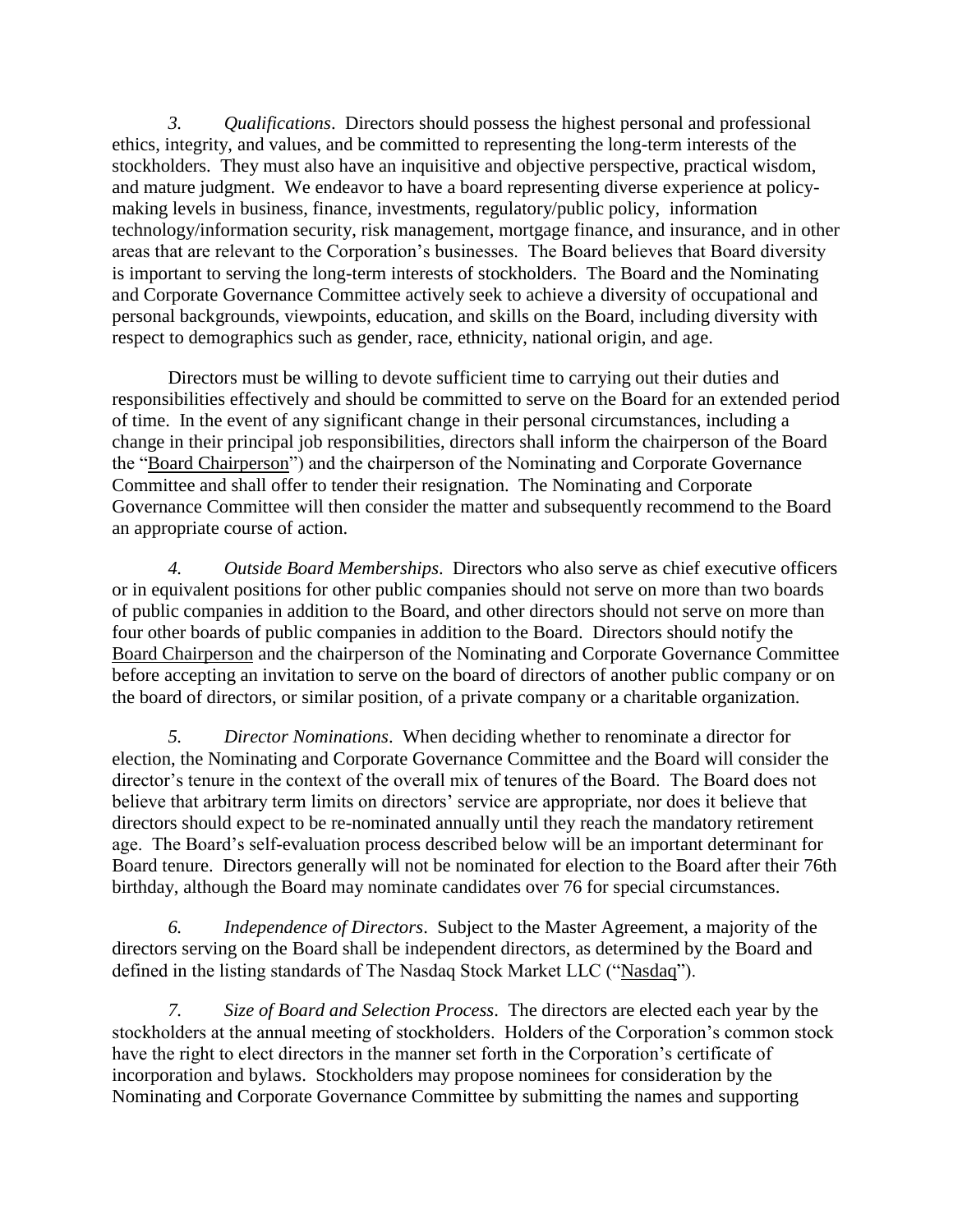*3. Qualifications*. Directors should possess the highest personal and professional ethics, integrity, and values, and be committed to representing the long-term interests of the stockholders. They must also have an inquisitive and objective perspective, practical wisdom, and mature judgment. We endeavor to have a board representing diverse experience at policy-making levels in business, finance, investments, regulatory/public policy, information technology/information security, risk management, mortgage finance, and insurance, and in other areas that are relevant to the Corporation's businesses. The Board believes that Board diversity is important to serving the long-term interests of stockholders. The Board and the Nominating and Corporate Governance Committee actively seek to achieve a diversity of occupational and personal backgrounds, viewpoints, education, and skills on the Board, including diversity with respect to demographics such as gender, race, ethnicity, national origin, and age.

Directors must be willing to devote sufficient time to carrying out their duties and responsibilities effectively and should be committed to serve on the Board for an extended period of time. In the event of any significant change in their personal circumstances, including a change in their principal job responsibilities, directors shall inform the chairperson of the Board the "Board Chairperson") and the chairperson of the Nominating and Corporate Governance Committee and shall offer to tender their resignation. The Nominating and Corporate Governance Committee will then consider the matter and subsequently recommend to the Board an appropriate course of action.

*4. Outside Board Memberships*. Directors who also serve as chief executive officers or in equivalent positions for other public companies should not serve on more than two boards of public companies in addition to the Board, and other directors should not serve on more than four other boards of public companies in addition to the Board. Directors should notify the Board Chairperson and the chairperson of the Nominating and Corporate Governance Committee before accepting an invitation to serve on the board of directors of another public company or on the board of directors, or similar position, of a private company or a charitable organization.

*5. Director Nominations*. When deciding whether to renominate a director for election, the Nominating and Corporate Governance Committee and the Board will consider the director's tenure in the context of the overall mix of tenures of the Board. The Board does not believe that arbitrary term limits on directors' service are appropriate, nor does it believe that directors should expect to be re-nominated annually until they reach the mandatory retirement age. The Board's self-evaluation process described below will be an important determinant for Board tenure. Directors generally will not be nominated for election to the Board after their 76th birthday, although the Board may nominate candidates over 76 for special circumstances.

*6. Independence of Directors*. Subject to the Master Agreement, a majority of the directors serving on the Board shall be independent directors, as determined by the Board and defined in the listing standards of The Nasdaq Stock Market LLC ("Nasdaq").

*7. Size of Board and Selection Process*. The directors are elected each year by the stockholders at the annual meeting of stockholders. Holders of the Corporation's common stock have the right to elect directors in the manner set forth in the Corporation's certificate of incorporation and bylaws. Stockholders may propose nominees for consideration by the Nominating and Corporate Governance Committee by submitting the names and supporting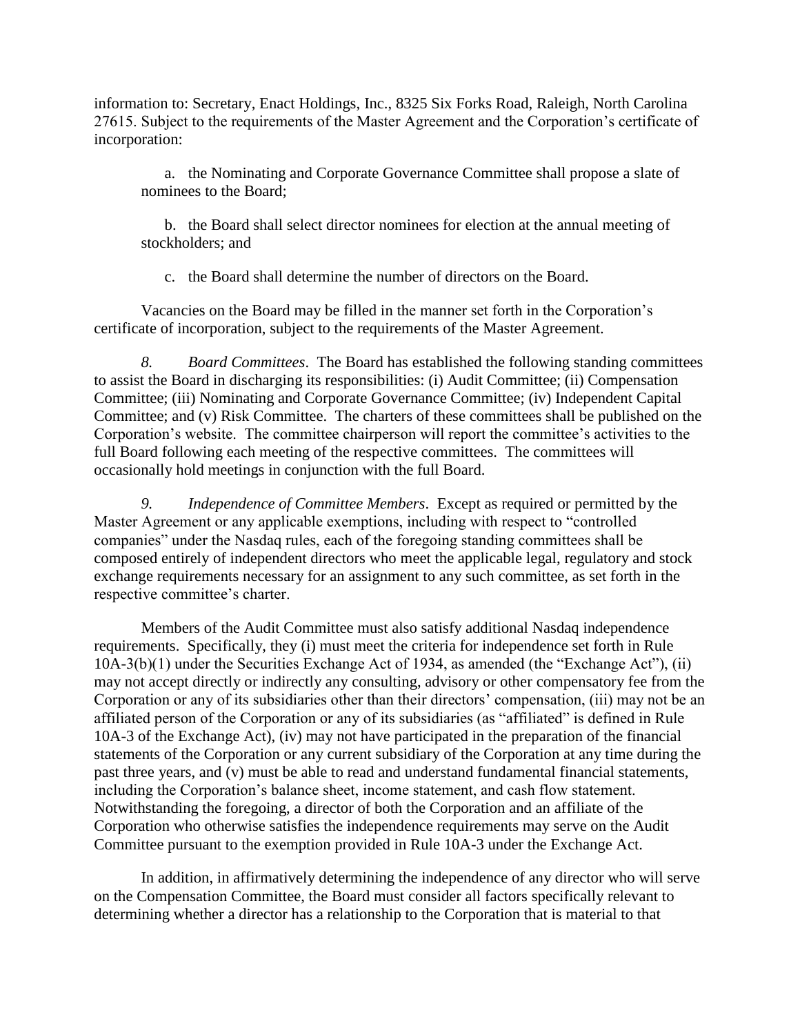information to: Secretary, Enact Holdings, Inc., 8325 Six Forks Road, Raleigh, North Carolina 27615. Subject to the requirements of the Master Agreement and the Corporation's certificate of incorporation:

a. the Nominating and Corporate Governance Committee shall propose a slate of nominees to the Board;

b. the Board shall select director nominees for election at the annual meeting of stockholders; and

c. the Board shall determine the number of directors on the Board.

Vacancies on the Board may be filled in the manner set forth in the Corporation's certificate of incorporation, subject to the requirements of the Master Agreement.

*8. Board Committees*. The Board has established the following standing committees to assist the Board in discharging its responsibilities: (i) Audit Committee; (ii) Compensation Committee; (iii) Nominating and Corporate Governance Committee; (iv) Independent Capital Committee; and (v) Risk Committee. The charters of these committees shall be published on the Corporation's website. The committee chairperson will report the committee's activities to the full Board following each meeting of the respective committees. The committees will occasionally hold meetings in conjunction with the full Board.

*9. Independence of Committee Members*. Except as required or permitted by the Master Agreement or any applicable exemptions, including with respect to "controlled companies" under the Nasdaq rules, each of the foregoing standing committees shall be composed entirely of independent directors who meet the applicable legal, regulatory and stock exchange requirements necessary for an assignment to any such committee, as set forth in the respective committee's charter.

Members of the Audit Committee must also satisfy additional Nasdaq independence requirements. Specifically, they (i) must meet the criteria for independence set forth in Rule 10A-3(b)(1) under the Securities Exchange Act of 1934, as amended (the "Exchange Act"), (ii) may not accept directly or indirectly any consulting, advisory or other compensatory fee from the Corporation or any of its subsidiaries other than their directors' compensation, (iii) may not be an affiliated person of the Corporation or any of its subsidiaries (as "affiliated" is defined in Rule 10A-3 of the Exchange Act), (iv) may not have participated in the preparation of the financial statements of the Corporation or any current subsidiary of the Corporation at any time during the past three years, and (v) must be able to read and understand fundamental financial statements, including the Corporation's balance sheet, income statement, and cash flow statement. Notwithstanding the foregoing, a director of both the Corporation and an affiliate of the Corporation who otherwise satisfies the independence requirements may serve on the Audit Committee pursuant to the exemption provided in Rule 10A-3 under the Exchange Act.

In addition, in affirmatively determining the independence of any director who will serve on the Compensation Committee, the Board must consider all factors specifically relevant to determining whether a director has a relationship to the Corporation that is material to that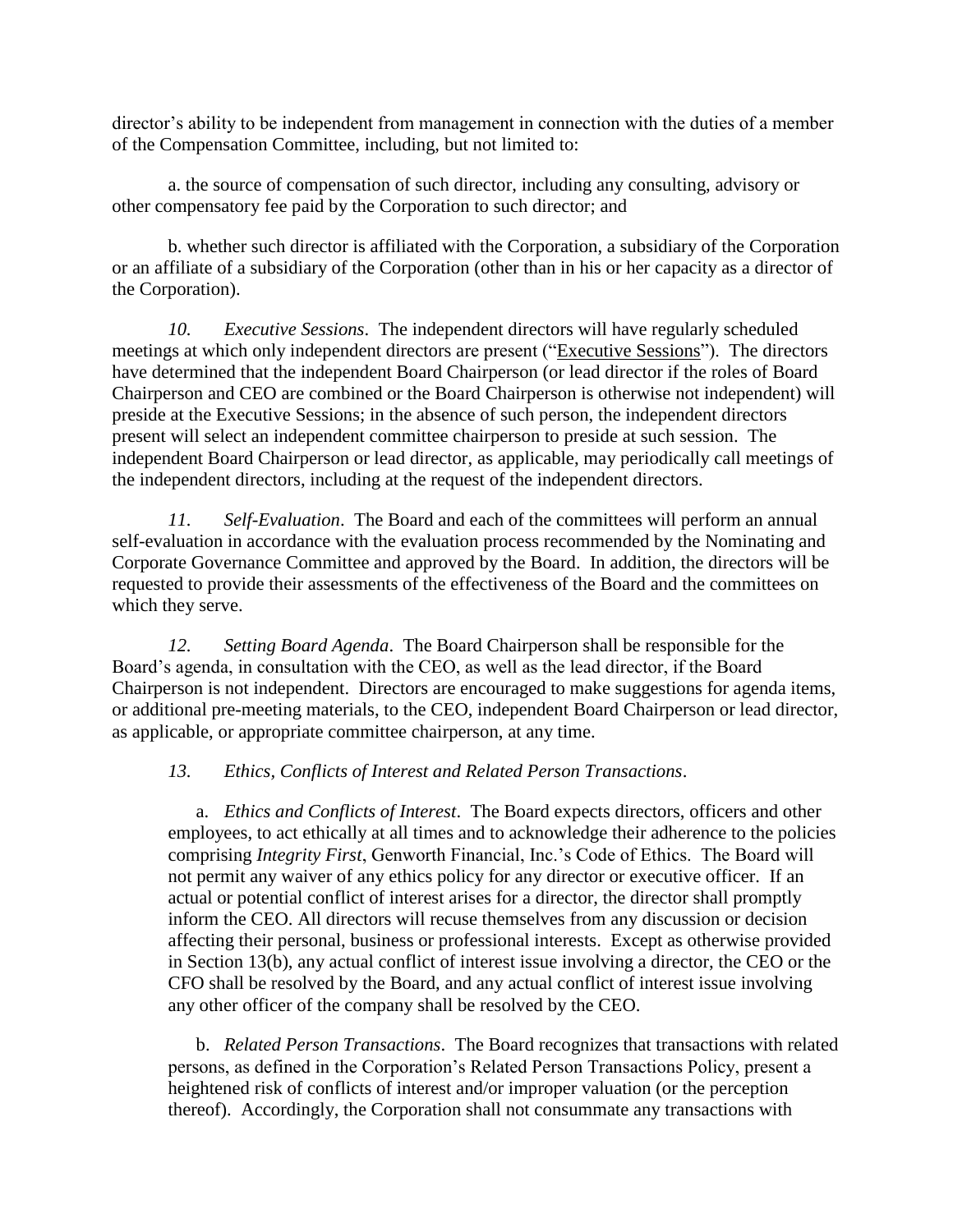director's ability to be independent from management in connection with the duties of a member of the Compensation Committee, including, but not limited to:

a. the source of compensation of such director, including any consulting, advisory or other compensatory fee paid by the Corporation to such director; and

b. whether such director is affiliated with the Corporation, a subsidiary of the Corporation or an affiliate of a subsidiary of the Corporation (other than in his or her capacity as a director of the Corporation).

*10. Executive Sessions*. The independent directors will have regularly scheduled meetings at which only independent directors are present ("Executive Sessions"). The directors have determined that the independent Board Chairperson (or lead director if the roles of Board Chairperson and CEO are combined or the Board Chairperson is otherwise not independent) will preside at the Executive Sessions; in the absence of such person, the independent directors present will select an independent committee chairperson to preside at such session. The independent Board Chairperson or lead director, as applicable, may periodically call meetings of the independent directors, including at the request of the independent directors.

*11. Self-Evaluation*. The Board and each of the committees will perform an annual self-evaluation in accordance with the evaluation process recommended by the Nominating and Corporate Governance Committee and approved by the Board. In addition, the directors will be requested to provide their assessments of the effectiveness of the Board and the committees on which they serve.

*12. Setting Board Agenda*. The Board Chairperson shall be responsible for the Board's agenda, in consultation with the CEO, as well as the lead director, if the Board Chairperson is not independent. Directors are encouraged to make suggestions for agenda items, or additional pre-meeting materials, to the CEO, independent Board Chairperson or lead director, as applicable, or appropriate committee chairperson, at any time.

*13. Ethics, Conflicts of Interest and Related Person Transactions*.

a. *Ethics and Conflicts of Interest*. The Board expects directors, officers and other employees, to act ethically at all times and to acknowledge their adherence to the policies comprising *Integrity First*, Genworth Financial, Inc.'s Code of Ethics. The Board will not permit any waiver of any ethics policy for any director or executive officer. If an actual or potential conflict of interest arises for a director, the director shall promptly inform the CEO. All directors will recuse themselves from any discussion or decision affecting their personal, business or professional interests. Except as otherwise provided in Section 13(b), any actual conflict of interest issue involving a director, the CEO or the CFO shall be resolved by the Board, and any actual conflict of interest issue involving any other officer of the company shall be resolved by the CEO.

b. *Related Person Transactions*. The Board recognizes that transactions with related persons, as defined in the Corporation's Related Person Transactions Policy, present a heightened risk of conflicts of interest and/or improper valuation (or the perception thereof). Accordingly, the Corporation shall not consummate any transactions with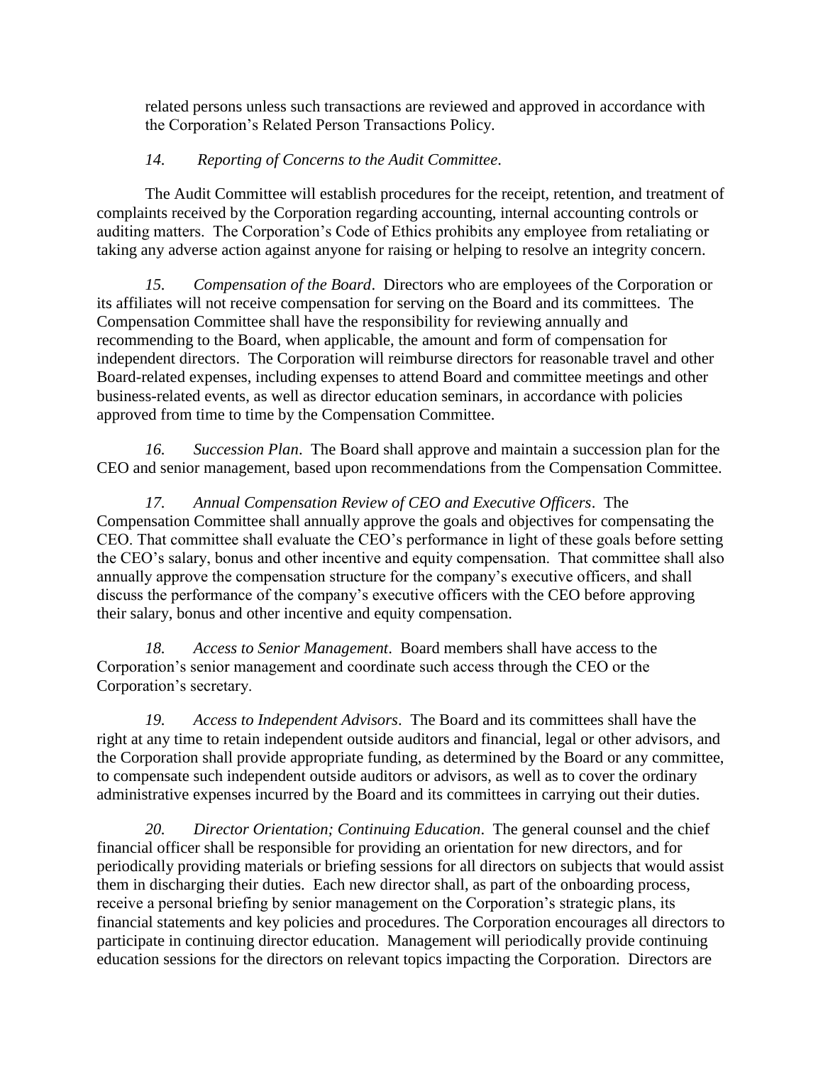related persons unless such transactions are reviewed and approved in accordance with the Corporation's Related Person Transactions Policy.

*14. Reporting of Concerns to the Audit Committee*.

The Audit Committee will establish procedures for the receipt, retention, and treatment of complaints received by the Corporation regarding accounting, internal accounting controls or auditing matters. The Corporation's Code of Ethics prohibits any employee from retaliating or taking any adverse action against anyone for raising or helping to resolve an integrity concern.

*15. Compensation of the Board*. Directors who are employees of the Corporation or its affiliates will not receive compensation for serving on the Board and its committees. The Compensation Committee shall have the responsibility for reviewing annually and recommending to the Board, when applicable, the amount and form of compensation for independent directors. The Corporation will reimburse directors for reasonable travel and other Board-related expenses, including expenses to attend Board and committee meetings and other business-related events, as well as director education seminars, in accordance with policies approved from time to time by the Compensation Committee.

*16. Succession Plan*. The Board shall approve and maintain a succession plan for the CEO and senior management, based upon recommendations from the Compensation Committee.

*17. Annual Compensation Review of CEO and Executive Officers*. The Compensation Committee shall annually approve the goals and objectives for compensating the CEO. That committee shall evaluate the CEO's performance in light of these goals before setting the CEO's salary, bonus and other incentive and equity compensation. That committee shall also annually approve the compensation structure for the company's executive officers, and shall discuss the performance of the company's executive officers with the CEO before approving their salary, bonus and other incentive and equity compensation.

*18. Access to Senior Management*. Board members shall have access to the Corporation's senior management and coordinate such access through the CEO or the Corporation's secretary.

*19. Access to Independent Advisors*. The Board and its committees shall have the right at any time to retain independent outside auditors and financial, legal or other advisors, and the Corporation shall provide appropriate funding, as determined by the Board or any committee, to compensate such independent outside auditors or advisors, as well as to cover the ordinary administrative expenses incurred by the Board and its committees in carrying out their duties.

*20. Director Orientation; Continuing Education*. The general counsel and the chief financial officer shall be responsible for providing an orientation for new directors, and for periodically providing materials or briefing sessions for all directors on subjects that would assist them in discharging their duties. Each new director shall, as part of the onboarding process, receive a personal briefing by senior management on the Corporation's strategic plans, its financial statements and key policies and procedures. The Corporation encourages all directors to participate in continuing director education. Management will periodically provide continuing education sessions for the directors on relevant topics impacting the Corporation. Directors are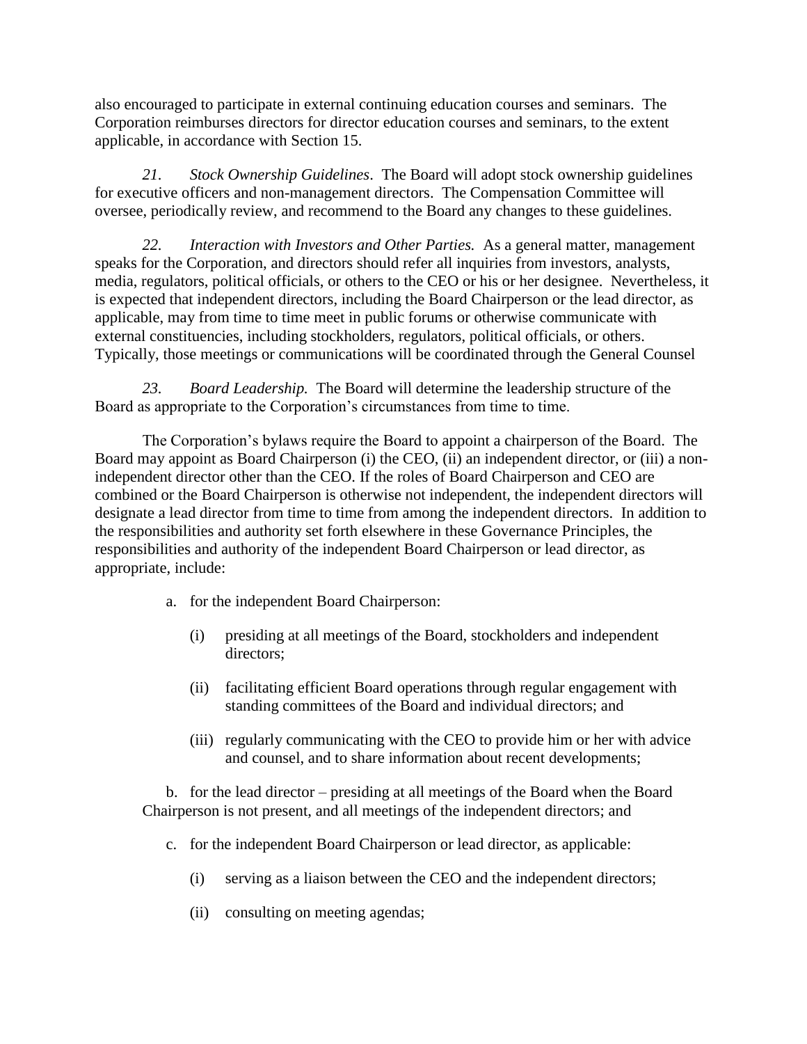also encouraged to participate in external continuing education courses and seminars. The Corporation reimburses directors for director education courses and seminars, to the extent applicable, in accordance with Section 15.

*21. Stock Ownership Guidelines*. The Board will adopt stock ownership guidelines for executive officers and non-management directors. The Compensation Committee will oversee, periodically review, and recommend to the Board any changes to these guidelines.

*22. Interaction with Investors and Other Parties.* As a general matter, management speaks for the Corporation, and directors should refer all inquiries from investors, analysts, media, regulators, political officials, or others to the CEO or his or her designee. Nevertheless, it is expected that independent directors, including the Board Chairperson or the lead director, as applicable, may from time to time meet in public forums or otherwise communicate with external constituencies, including stockholders, regulators, political officials, or others. Typically, those meetings or communications will be coordinated through the General Counsel

*23. Board Leadership.* The Board will determine the leadership structure of the Board as appropriate to the Corporation's circumstances from time to time.

The Corporation's bylaws require the Board to appoint a chairperson of the Board. The Board may appoint as Board Chairperson (i) the CEO, (ii) an independent director, or (iii) a non-independent director other than the CEO. If the roles of Board Chairperson and CEO are combined or the Board Chairperson is otherwise not independent, the independent directors will designate a lead director from time to time from among the independent directors. In addition to the responsibilities and authority set forth elsewhere in these Governance Principles, the responsibilities and authority of the independent Board Chairperson or lead director, as appropriate, include:

a. for the independent Board Chairperson:

   (i) presiding at all meetings of the Board, stockholders and independent directors;

   (ii) facilitating efficient Board operations through regular engagement with standing committees of the Board and individual directors; and

   (iii) regularly communicating with the CEO to provide him or her with advice and counsel, and to share information about recent developments;

b. for the lead director – presiding at all meetings of the Board when the Board Chairperson is not present, and all meetings of the independent directors; and

c. for the independent Board Chairperson or lead director, as applicable:

   (i) serving as a liaison between the CEO and the independent directors;

   (ii) consulting on meeting agendas;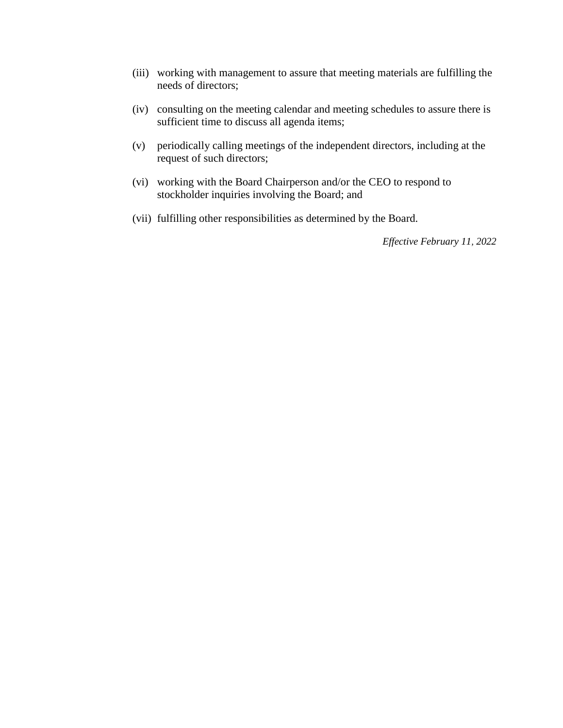(iii) working with management to assure that meeting materials are fulfilling the needs of directors;

(iv) consulting on the meeting calendar and meeting schedules to assure there is sufficient time to discuss all agenda items;

(v) periodically calling meetings of the independent directors, including at the request of such directors;

(vi) working with the Board Chairperson and/or the CEO to respond to stockholder inquiries involving the Board; and

(vii) fulfilling other responsibilities as determined by the Board.

*Effective February 11, 2022*